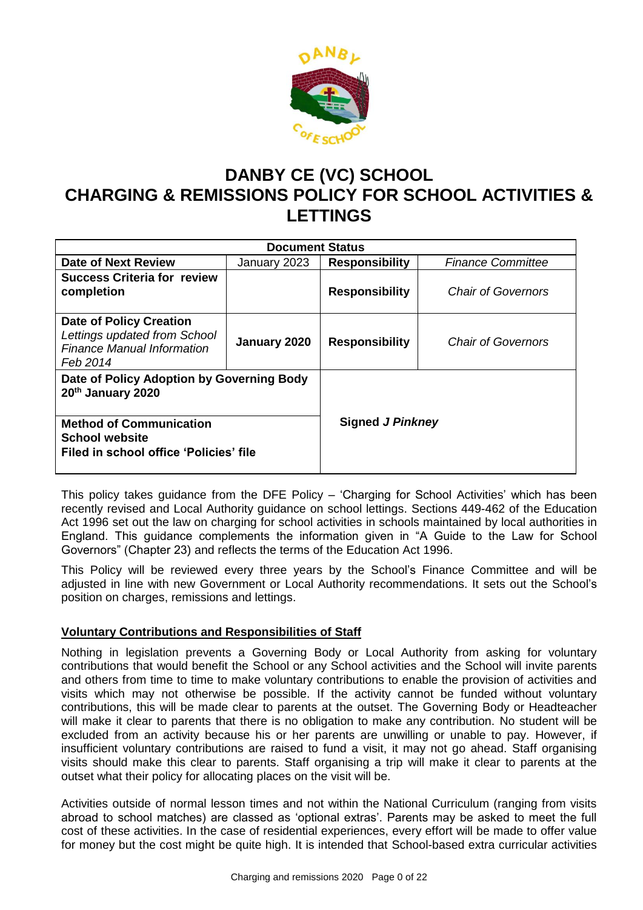# DANBY CE (VC) SCHOOL
# CHARGING & REMISSIONS POLICY FOR SCHOOL ACTIVITIES & LETTINGS

| Document Status | | | |
|---|---|---|---|
| **Date of Next Review** | January 2023 | **Responsibility** | *Finance Committee* |
| **Success Criteria for review completion** | | **Responsibility** | *Chair of Governors* |
| **Date of Policy Creation** *Lettings updated from School Finance Manual Information Feb 2014* | **January 2020** | **Responsibility** | *Chair of Governors* |
| **Date of Policy Adoption by Governing Body 20th January 2020** | | **Signed** ***J Pinkney*** | |
| **Method of Communication School website Filed in school office 'Policies' file** | | | |

This policy takes guidance from the DFE Policy – 'Charging for School Activities' which has been recently revised and Local Authority guidance on school lettings. Sections 449-462 of the Education Act 1996 set out the law on charging for school activities in schools maintained by local authorities in England. This guidance complements the information given in "A Guide to the Law for School Governors" (Chapter 23) and reflects the terms of the Education Act 1996.

This Policy will be reviewed every three years by the School's Finance Committee and will be adjusted in line with new Government or Local Authority recommendations. It sets out the School's position on charges, remissions and lettings.

**Voluntary Contributions and Responsibilities of Staff**

Nothing in legislation prevents a Governing Body or Local Authority from asking for voluntary contributions that would benefit the School or any School activities and the School will invite parents and others from time to time to make voluntary contributions to enable the provision of activities and visits which may not otherwise be possible. If the activity cannot be funded without voluntary contributions, this will be made clear to parents at the outset. The Governing Body or Headteacher will make it clear to parents that there is no obligation to make any contribution. No student will be excluded from an activity because his or her parents are unwilling or unable to pay. However, if insufficient voluntary contributions are raised to fund a visit, it may not go ahead. Staff organising visits should make this clear to parents. Staff organising a trip will make it clear to parents at the outset what their policy for allocating places on the visit will be.

Activities outside of normal lesson times and not within the National Curriculum (ranging from visits abroad to school matches) are classed as 'optional extras'. Parents may be asked to meet the full cost of these activities. In the case of residential experiences, every effort will be made to offer value for money but the cost might be quite high. It is intended that School-based extra curricular activities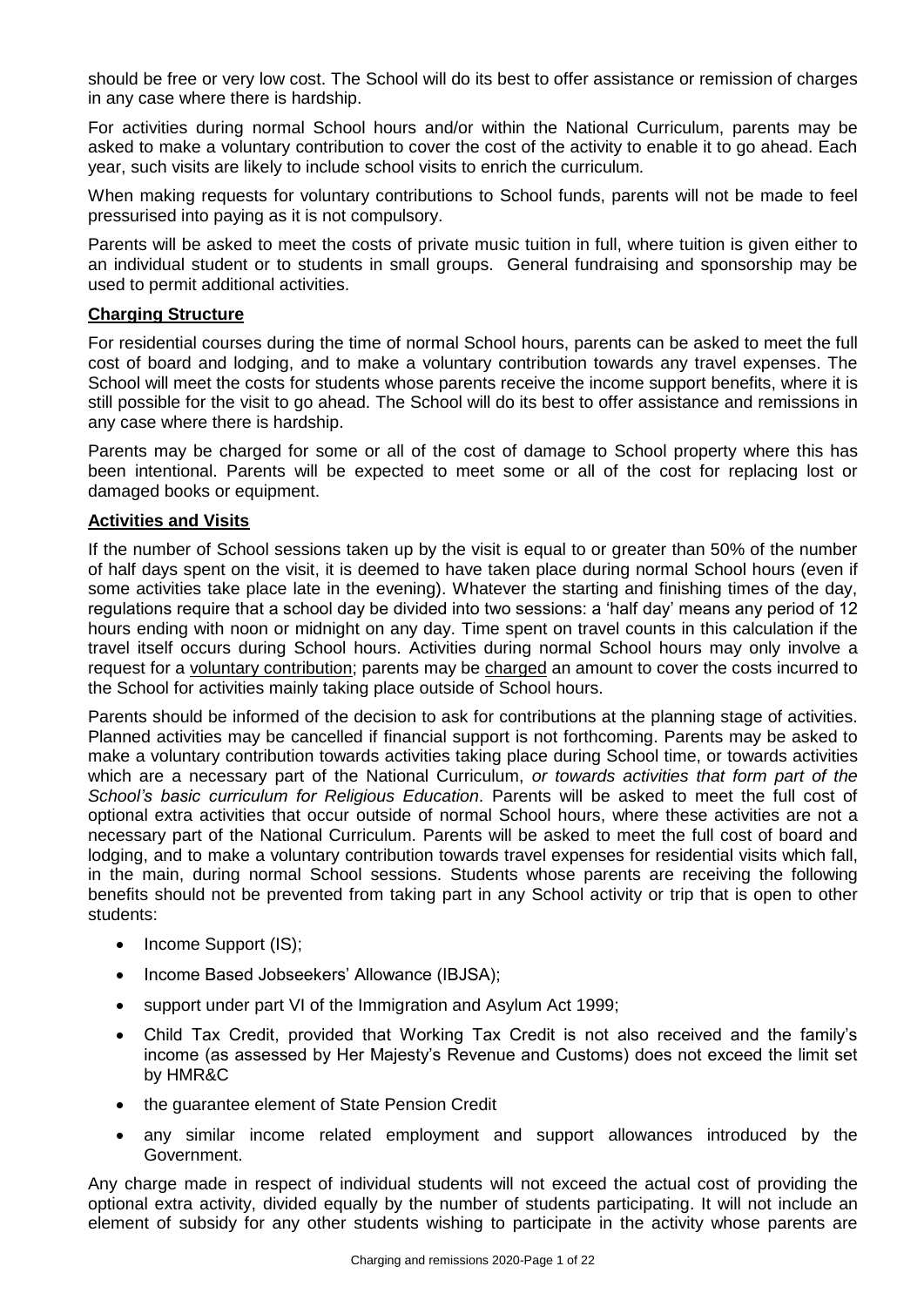should be free or very low cost. The School will do its best to offer assistance or remission of charges in any case where there is hardship.

For activities during normal School hours and/or within the National Curriculum, parents may be asked to make a voluntary contribution to cover the cost of the activity to enable it to go ahead. Each year, such visits are likely to include school visits to enrich the curriculum.

When making requests for voluntary contributions to School funds, parents will not be made to feel pressurised into paying as it is not compulsory.

Parents will be asked to meet the costs of private music tuition in full, where tuition is given either to an individual student or to students in small groups. General fundraising and sponsorship may be used to permit additional activities.

**Charging Structure**

For residential courses during the time of normal School hours, parents can be asked to meet the full cost of board and lodging, and to make a voluntary contribution towards any travel expenses. The School will meet the costs for students whose parents receive the income support benefits, where it is still possible for the visit to go ahead. The School will do its best to offer assistance and remissions in any case where there is hardship.

Parents may be charged for some or all of the cost of damage to School property where this has been intentional. Parents will be expected to meet some or all of the cost for replacing lost or damaged books or equipment.

**Activities and Visits**

If the number of School sessions taken up by the visit is equal to or greater than 50% of the number of half days spent on the visit, it is deemed to have taken place during normal School hours (even if some activities take place late in the evening). Whatever the starting and finishing times of the day, regulations require that a school day be divided into two sessions: a 'half day' means any period of 12 hours ending with noon or midnight on any day. Time spent on travel counts in this calculation if the travel itself occurs during School hours. Activities during normal School hours may only involve a request for a voluntary contribution; parents may be charged an amount to cover the costs incurred to the School for activities mainly taking place outside of School hours.

Parents should be informed of the decision to ask for contributions at the planning stage of activities. Planned activities may be cancelled if financial support is not forthcoming. Parents may be asked to make a voluntary contribution towards activities taking place during School time, or towards activities which are a necessary part of the National Curriculum, *or towards activities that form part of the School's basic curriculum for Religious Education*. Parents will be asked to meet the full cost of optional extra activities that occur outside of normal School hours, where these activities are not a necessary part of the National Curriculum. Parents will be asked to meet the full cost of board and lodging, and to make a voluntary contribution towards travel expenses for residential visits which fall, in the main, during normal School sessions. Students whose parents are receiving the following benefits should not be prevented from taking part in any School activity or trip that is open to other students:

- Income Support (IS);
- Income Based Jobseekers' Allowance (IBJSA);
- support under part VI of the Immigration and Asylum Act 1999;
- Child Tax Credit, provided that Working Tax Credit is not also received and the family's income (as assessed by Her Majesty's Revenue and Customs) does not exceed the limit set by HMR&C
- the guarantee element of State Pension Credit
- any similar income related employment and support allowances introduced by the Government.

Any charge made in respect of individual students will not exceed the actual cost of providing the optional extra activity, divided equally by the number of students participating. It will not include an element of subsidy for any other students wishing to participate in the activity whose parents are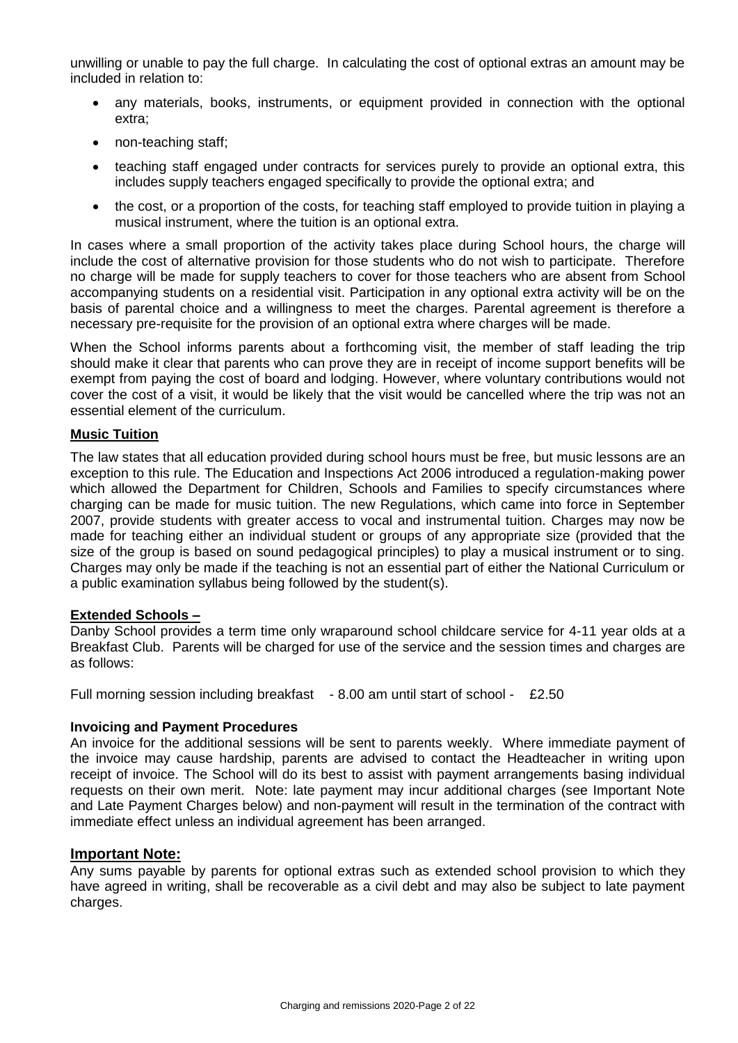unwilling or unable to pay the full charge. In calculating the cost of optional extras an amount may be included in relation to:

- any materials, books, instruments, or equipment provided in connection with the optional extra;
- non-teaching staff;
- teaching staff engaged under contracts for services purely to provide an optional extra, this includes supply teachers engaged specifically to provide the optional extra; and
- the cost, or a proportion of the costs, for teaching staff employed to provide tuition in playing a musical instrument, where the tuition is an optional extra.

In cases where a small proportion of the activity takes place during School hours, the charge will include the cost of alternative provision for those students who do not wish to participate. Therefore no charge will be made for supply teachers to cover for those teachers who are absent from School accompanying students on a residential visit. Participation in any optional extra activity will be on the basis of parental choice and a willingness to meet the charges. Parental agreement is therefore a necessary pre-requisite for the provision of an optional extra where charges will be made.

When the School informs parents about a forthcoming visit, the member of staff leading the trip should make it clear that parents who can prove they are in receipt of income support benefits will be exempt from paying the cost of board and lodging. However, where voluntary contributions would not cover the cost of a visit, it would be likely that the visit would be cancelled where the trip was not an essential element of the curriculum.

**Music Tuition**

The law states that all education provided during school hours must be free, but music lessons are an exception to this rule. The Education and Inspections Act 2006 introduced a regulation-making power which allowed the Department for Children, Schools and Families to specify circumstances where charging can be made for music tuition. The new Regulations, which came into force in September 2007, provide students with greater access to vocal and instrumental tuition. Charges may now be made for teaching either an individual student or groups of any appropriate size (provided that the size of the group is based on sound pedagogical principles) to play a musical instrument or to sing. Charges may only be made if the teaching is not an essential part of either the National Curriculum or a public examination syllabus being followed by the student(s).

**Extended Schools –**

Danby School provides a term time only wraparound school childcare service for 4-11 year olds at a Breakfast Club. Parents will be charged for use of the service and the session times and charges are as follows:

Full morning session including breakfast - 8.00 am until start of school - £2.50

**Invoicing and Payment Procedures**

An invoice for the additional sessions will be sent to parents weekly. Where immediate payment of the invoice may cause hardship, parents are advised to contact the Headteacher in writing upon receipt of invoice. The School will do its best to assist with payment arrangements basing individual requests on their own merit. Note: late payment may incur additional charges (see Important Note and Late Payment Charges below) and non-payment will result in the termination of the contract with immediate effect unless an individual agreement has been arranged.

**Important Note:**

Any sums payable by parents for optional extras such as extended school provision to which they have agreed in writing, shall be recoverable as a civil debt and may also be subject to late payment charges.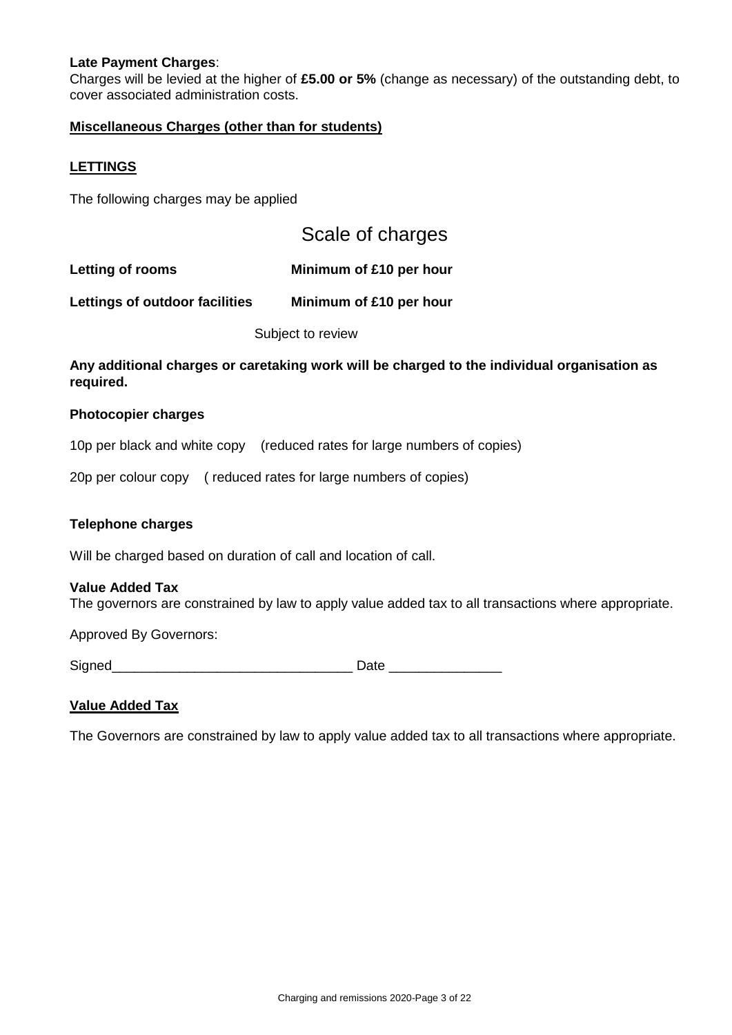**Late Payment Charges**:
Charges will be levied at the higher of **£5.00 or 5%** (change as necessary) of the outstanding debt, to cover associated administration costs.

**Miscellaneous Charges (other than for students)**

**LETTINGS**

The following charges may be applied

## Scale of charges

| | |
|---|---|
| **Letting of rooms** | **Minimum of £10 per hour** |
| **Lettings of outdoor facilities** | **Minimum of £10 per hour** |

Subject to review

**Any additional charges or caretaking work will be charged to the individual organisation as required.**

**Photocopier charges**

10p per black and white copy (reduced rates for large numbers of copies)

20p per colour copy ( reduced rates for large numbers of copies)

**Telephone charges**

Will be charged based on duration of call and location of call.

**Value Added Tax**
The governors are constrained by law to apply value added tax to all transactions where appropriate.

Approved By Governors:

Signed________________________________ Date _______________

**Value Added Tax**

The Governors are constrained by law to apply value added tax to all transactions where appropriate.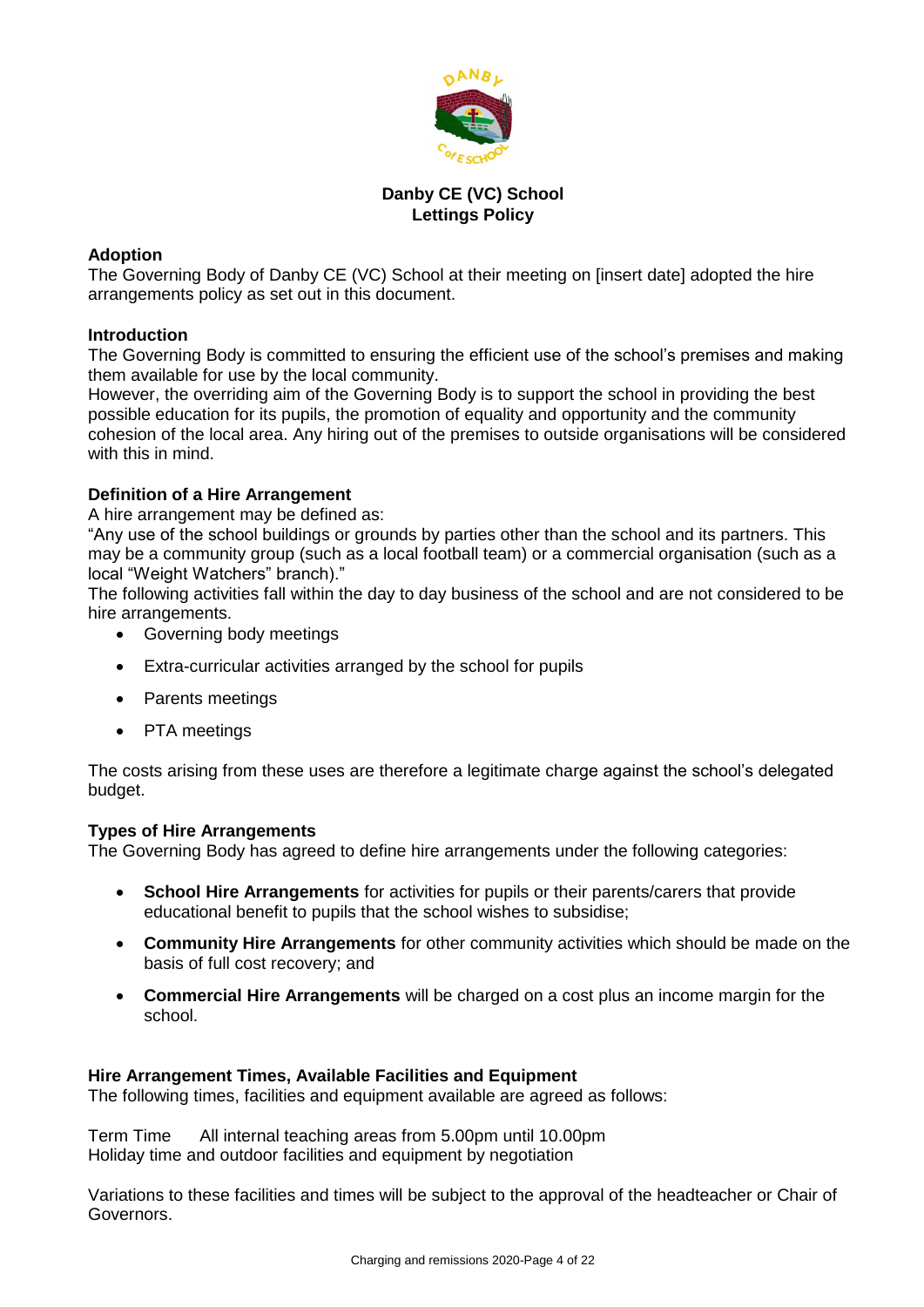**Danby CE (VC) School**
**Lettings Policy**

**Adoption**
The Governing Body of Danby CE (VC) School at their meeting on [insert date] adopted the hire arrangements policy as set out in this document.

**Introduction**
The Governing Body is committed to ensuring the efficient use of the school's premises and making them available for use by the local community.
However, the overriding aim of the Governing Body is to support the school in providing the best possible education for its pupils, the promotion of equality and opportunity and the community cohesion of the local area. Any hiring out of the premises to outside organisations will be considered with this in mind.

**Definition of a Hire Arrangement**
A hire arrangement may be defined as:
"Any use of the school buildings or grounds by parties other than the school and its partners. This may be a community group (such as a local football team) or a commercial organisation (such as a local "Weight Watchers" branch)."
The following activities fall within the day to day business of the school and are not considered to be hire arrangements.

- Governing body meetings
- Extra-curricular activities arranged by the school for pupils
- Parents meetings
- PTA meetings

The costs arising from these uses are therefore a legitimate charge against the school's delegated budget.

**Types of Hire Arrangements**
The Governing Body has agreed to define hire arrangements under the following categories:

- **School Hire Arrangements** for activities for pupils or their parents/carers that provide educational benefit to pupils that the school wishes to subsidise;
- **Community Hire Arrangements** for other community activities which should be made on the basis of full cost recovery; and
- **Commercial Hire Arrangements** will be charged on a cost plus an income margin for the school.

**Hire Arrangement Times, Available Facilities and Equipment**
The following times, facilities and equipment available are agreed as follows:

Term Time All internal teaching areas from 5.00pm until 10.00pm
Holiday time and outdoor facilities and equipment by negotiation

Variations to these facilities and times will be subject to the approval of the headteacher or Chair of Governors.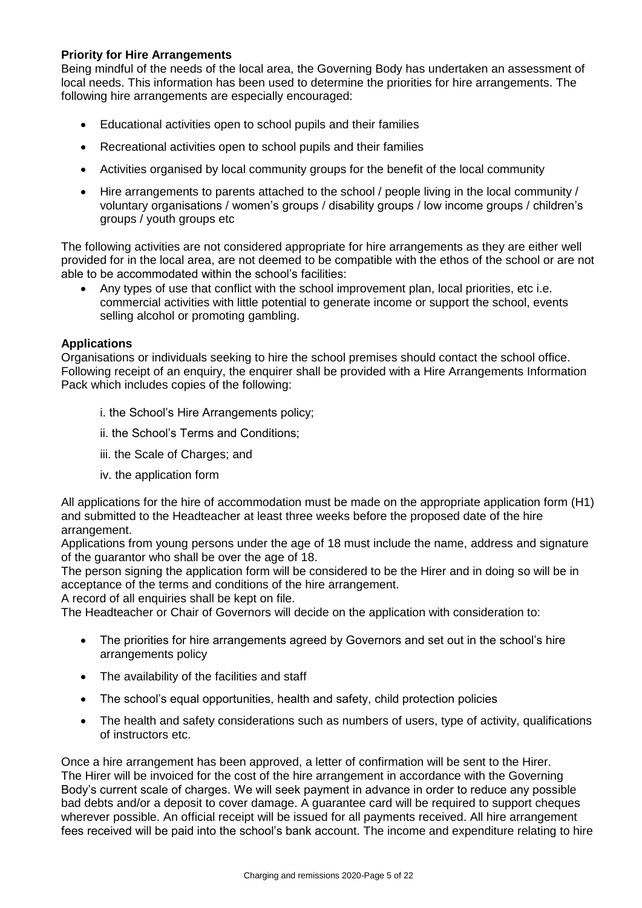**Priority for Hire Arrangements**

Being mindful of the needs of the local area, the Governing Body has undertaken an assessment of local needs. This information has been used to determine the priorities for hire arrangements. The following hire arrangements are especially encouraged:

- Educational activities open to school pupils and their families
- Recreational activities open to school pupils and their families
- Activities organised by local community groups for the benefit of the local community
- Hire arrangements to parents attached to the school / people living in the local community / voluntary organisations / women's groups / disability groups / low income groups / children's groups / youth groups etc

The following activities are not considered appropriate for hire arrangements as they are either well provided for in the local area, are not deemed to be compatible with the ethos of the school or are not able to be accommodated within the school's facilities:

- Any types of use that conflict with the school improvement plan, local priorities, etc i.e. commercial activities with little potential to generate income or support the school, events selling alcohol or promoting gambling.

**Applications**

Organisations or individuals seeking to hire the school premises should contact the school office. Following receipt of an enquiry, the enquirer shall be provided with a Hire Arrangements Information Pack which includes copies of the following:

i. the School's Hire Arrangements policy;

ii. the School's Terms and Conditions;

iii. the Scale of Charges; and

iv. the application form

All applications for the hire of accommodation must be made on the appropriate application form (H1) and submitted to the Headteacher at least three weeks before the proposed date of the hire arrangement.

Applications from young persons under the age of 18 must include the name, address and signature of the guarantor who shall be over the age of 18.

The person signing the application form will be considered to be the Hirer and in doing so will be in acceptance of the terms and conditions of the hire arrangement.

A record of all enquiries shall be kept on file.

The Headteacher or Chair of Governors will decide on the application with consideration to:

- The priorities for hire arrangements agreed by Governors and set out in the school's hire arrangements policy
- The availability of the facilities and staff
- The school's equal opportunities, health and safety, child protection policies
- The health and safety considerations such as numbers of users, type of activity, qualifications of instructors etc.

Once a hire arrangement has been approved, a letter of confirmation will be sent to the Hirer. The Hirer will be invoiced for the cost of the hire arrangement in accordance with the Governing Body's current scale of charges. We will seek payment in advance in order to reduce any possible bad debts and/or a deposit to cover damage. A guarantee card will be required to support cheques wherever possible. An official receipt will be issued for all payments received. All hire arrangement fees received will be paid into the school's bank account. The income and expenditure relating to hire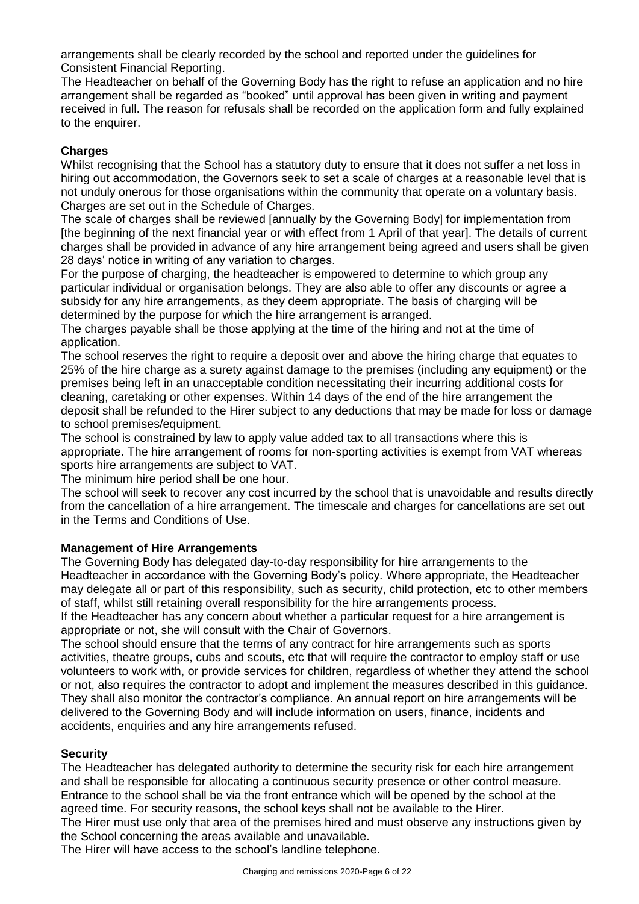arrangements shall be clearly recorded by the school and reported under the guidelines for Consistent Financial Reporting.

The Headteacher on behalf of the Governing Body has the right to refuse an application and no hire arrangement shall be regarded as "booked" until approval has been given in writing and payment received in full. The reason for refusals shall be recorded on the application form and fully explained to the enquirer.

**Charges**

Whilst recognising that the School has a statutory duty to ensure that it does not suffer a net loss in hiring out accommodation, the Governors seek to set a scale of charges at a reasonable level that is not unduly onerous for those organisations within the community that operate on a voluntary basis. Charges are set out in the Schedule of Charges.

The scale of charges shall be reviewed [annually by the Governing Body] for implementation from [the beginning of the next financial year or with effect from 1 April of that year]. The details of current charges shall be provided in advance of any hire arrangement being agreed and users shall be given 28 days' notice in writing of any variation to charges.

For the purpose of charging, the headteacher is empowered to determine to which group any particular individual or organisation belongs. They are also able to offer any discounts or agree a subsidy for any hire arrangements, as they deem appropriate. The basis of charging will be determined by the purpose for which the hire arrangement is arranged.

The charges payable shall be those applying at the time of the hiring and not at the time of application.

The school reserves the right to require a deposit over and above the hiring charge that equates to 25% of the hire charge as a surety against damage to the premises (including any equipment) or the premises being left in an unacceptable condition necessitating their incurring additional costs for cleaning, caretaking or other expenses. Within 14 days of the end of the hire arrangement the deposit shall be refunded to the Hirer subject to any deductions that may be made for loss or damage to school premises/equipment.

The school is constrained by law to apply value added tax to all transactions where this is appropriate. The hire arrangement of rooms for non-sporting activities is exempt from VAT whereas sports hire arrangements are subject to VAT.

The minimum hire period shall be one hour.

The school will seek to recover any cost incurred by the school that is unavoidable and results directly from the cancellation of a hire arrangement. The timescale and charges for cancellations are set out in the Terms and Conditions of Use.

**Management of Hire Arrangements**

The Governing Body has delegated day-to-day responsibility for hire arrangements to the Headteacher in accordance with the Governing Body's policy. Where appropriate, the Headteacher may delegate all or part of this responsibility, such as security, child protection, etc to other members of staff, whilst still retaining overall responsibility for the hire arrangements process.

If the Headteacher has any concern about whether a particular request for a hire arrangement is appropriate or not, she will consult with the Chair of Governors.

The school should ensure that the terms of any contract for hire arrangements such as sports activities, theatre groups, cubs and scouts, etc that will require the contractor to employ staff or use volunteers to work with, or provide services for children, regardless of whether they attend the school or not, also requires the contractor to adopt and implement the measures described in this guidance. They shall also monitor the contractor's compliance. An annual report on hire arrangements will be delivered to the Governing Body and will include information on users, finance, incidents and accidents, enquiries and any hire arrangements refused.

**Security**

The Headteacher has delegated authority to determine the security risk for each hire arrangement and shall be responsible for allocating a continuous security presence or other control measure. Entrance to the school shall be via the front entrance which will be opened by the school at the agreed time. For security reasons, the school keys shall not be available to the Hirer.

The Hirer must use only that area of the premises hired and must observe any instructions given by the School concerning the areas available and unavailable.

The Hirer will have access to the school's landline telephone.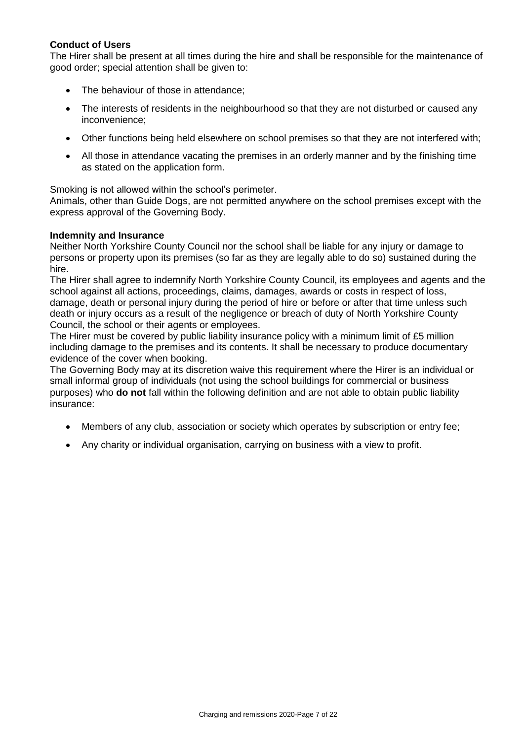**Conduct of Users**

The Hirer shall be present at all times during the hire and shall be responsible for the maintenance of good order; special attention shall be given to:

- The behaviour of those in attendance;
- The interests of residents in the neighbourhood so that they are not disturbed or caused any inconvenience;
- Other functions being held elsewhere on school premises so that they are not interfered with;
- All those in attendance vacating the premises in an orderly manner and by the finishing time as stated on the application form.

Smoking is not allowed within the school's perimeter.
Animals, other than Guide Dogs, are not permitted anywhere on the school premises except with the express approval of the Governing Body.

**Indemnity and Insurance**

Neither North Yorkshire County Council nor the school shall be liable for any injury or damage to persons or property upon its premises (so far as they are legally able to do so) sustained during the hire.
The Hirer shall agree to indemnify North Yorkshire County Council, its employees and agents and the school against all actions, proceedings, claims, damages, awards or costs in respect of loss, damage, death or personal injury during the period of hire or before or after that time unless such death or injury occurs as a result of the negligence or breach of duty of North Yorkshire County Council, the school or their agents or employees.
The Hirer must be covered by public liability insurance policy with a minimum limit of £5 million including damage to the premises and its contents. It shall be necessary to produce documentary evidence of the cover when booking.
The Governing Body may at its discretion waive this requirement where the Hirer is an individual or small informal group of individuals (not using the school buildings for commercial or business purposes) who **do not** fall within the following definition and are not able to obtain public liability insurance:

- Members of any club, association or society which operates by subscription or entry fee;
- Any charity or individual organisation, carrying on business with a view to profit.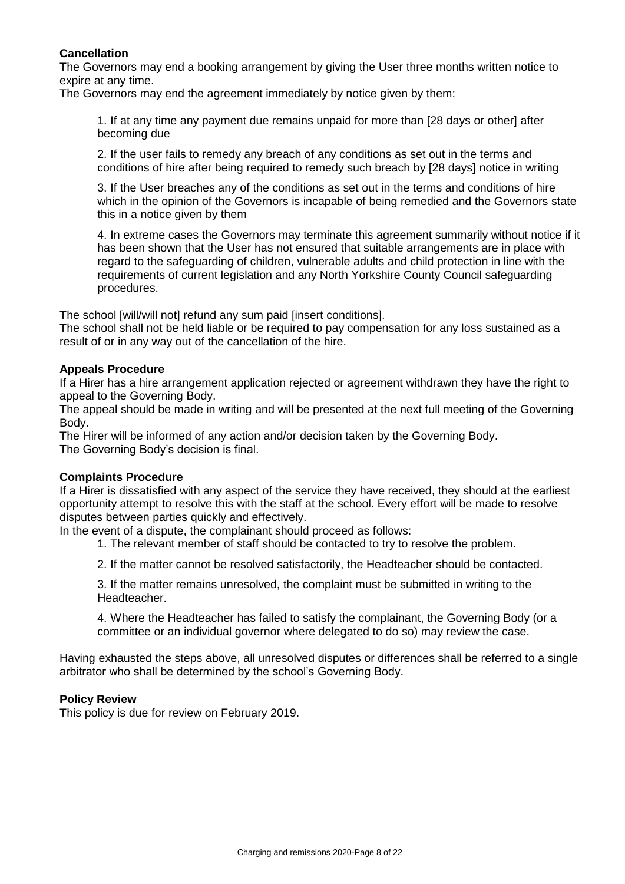**Cancellation**

The Governors may end a booking arrangement by giving the User three months written notice to expire at any time.

The Governors may end the agreement immediately by notice given by them:

1. If at any time any payment due remains unpaid for more than [28 days or other] after becoming due
2. If the user fails to remedy any breach of any conditions as set out in the terms and conditions of hire after being required to remedy such breach by [28 days] notice in writing
3. If the User breaches any of the conditions as set out in the terms and conditions of hire which in the opinion of the Governors is incapable of being remedied and the Governors state this in a notice given by them
4. In extreme cases the Governors may terminate this agreement summarily without notice if it has been shown that the User has not ensured that suitable arrangements are in place with regard to the safeguarding of children, vulnerable adults and child protection in line with the requirements of current legislation and any North Yorkshire County Council safeguarding procedures.

The school [will/will not] refund any sum paid [insert conditions].

The school shall not be held liable or be required to pay compensation for any loss sustained as a result of or in any way out of the cancellation of the hire.

**Appeals Procedure**

If a Hirer has a hire arrangement application rejected or agreement withdrawn they have the right to appeal to the Governing Body.

The appeal should be made in writing and will be presented at the next full meeting of the Governing Body.

The Hirer will be informed of any action and/or decision taken by the Governing Body.

The Governing Body's decision is final.

**Complaints Procedure**

If a Hirer is dissatisfied with any aspect of the service they have received, they should at the earliest opportunity attempt to resolve this with the staff at the school. Every effort will be made to resolve disputes between parties quickly and effectively.

In the event of a dispute, the complainant should proceed as follows:

1. The relevant member of staff should be contacted to try to resolve the problem.
2. If the matter cannot be resolved satisfactorily, the Headteacher should be contacted.
3. If the matter remains unresolved, the complaint must be submitted in writing to the Headteacher.
4. Where the Headteacher has failed to satisfy the complainant, the Governing Body (or a committee or an individual governor where delegated to do so) may review the case.

Having exhausted the steps above, all unresolved disputes or differences shall be referred to a single arbitrator who shall be determined by the school's Governing Body.

**Policy Review**

This policy is due for review on February 2019.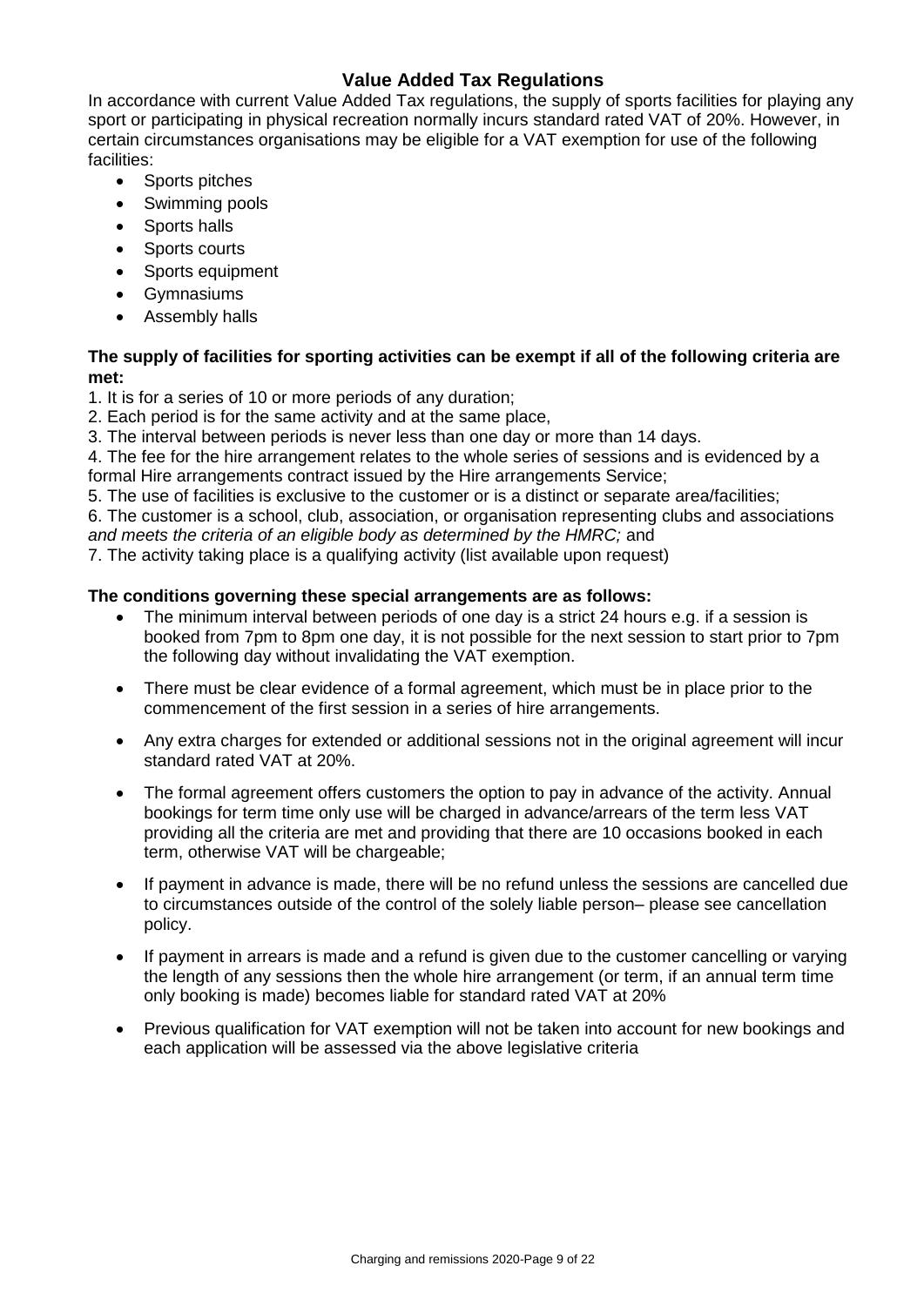## Value Added Tax Regulations

In accordance with current Value Added Tax regulations, the supply of sports facilities for playing any sport or participating in physical recreation normally incurs standard rated VAT of 20%. However, in certain circumstances organisations may be eligible for a VAT exemption for use of the following facilities:

- Sports pitches
- Swimming pools
- Sports halls
- Sports courts
- Sports equipment
- Gymnasiums
- Assembly halls

**The supply of facilities for sporting activities can be exempt if all of the following criteria are met:**

1. It is for a series of 10 or more periods of any duration;
2. Each period is for the same activity and at the same place,
3. The interval between periods is never less than one day or more than 14 days.
4. The fee for the hire arrangement relates to the whole series of sessions and is evidenced by a formal Hire arrangements contract issued by the Hire arrangements Service;
5. The use of facilities is exclusive to the customer or is a distinct or separate area/facilities;
6. The customer is a school, club, association, or organisation representing clubs and associations *and meets the criteria of an eligible body as determined by the HMRC;* and
7. The activity taking place is a qualifying activity (list available upon request)

**The conditions governing these special arrangements are as follows:**

- The minimum interval between periods of one day is a strict 24 hours e.g. if a session is booked from 7pm to 8pm one day, it is not possible for the next session to start prior to 7pm the following day without invalidating the VAT exemption.
- There must be clear evidence of a formal agreement, which must be in place prior to the commencement of the first session in a series of hire arrangements.
- Any extra charges for extended or additional sessions not in the original agreement will incur standard rated VAT at 20%.
- The formal agreement offers customers the option to pay in advance of the activity. Annual bookings for term time only use will be charged in advance/arrears of the term less VAT providing all the criteria are met and providing that there are 10 occasions booked in each term, otherwise VAT will be chargeable;
- If payment in advance is made, there will be no refund unless the sessions are cancelled due to circumstances outside of the control of the solely liable person– please see cancellation policy.
- If payment in arrears is made and a refund is given due to the customer cancelling or varying the length of any sessions then the whole hire arrangement (or term, if an annual term time only booking is made) becomes liable for standard rated VAT at 20%
- Previous qualification for VAT exemption will not be taken into account for new bookings and each application will be assessed via the above legislative criteria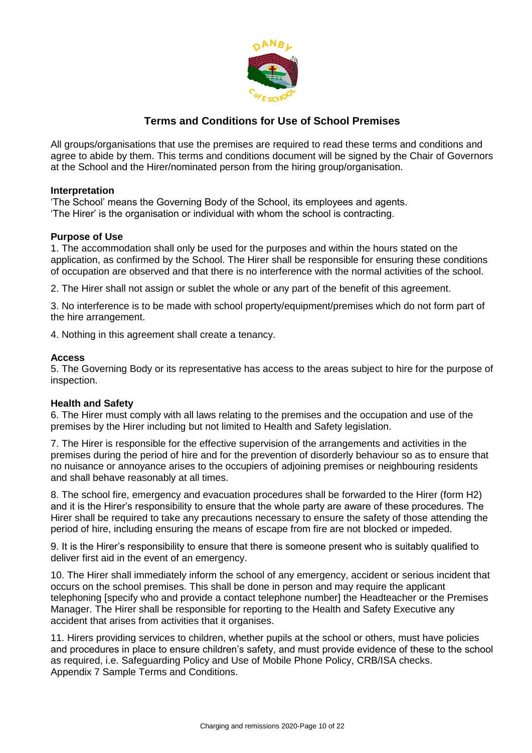## Terms and Conditions for Use of School Premises

All groups/organisations that use the premises are required to read these terms and conditions and agree to abide by them. This terms and conditions document will be signed by the Chair of Governors at the School and the Hirer/nominated person from the hiring group/organisation.

**Interpretation**

'The School' means the Governing Body of the School, its employees and agents.
'The Hirer' is the organisation or individual with whom the school is contracting.

**Purpose of Use**

1. The accommodation shall only be used for the purposes and within the hours stated on the application, as confirmed by the School. The Hirer shall be responsible for ensuring these conditions of occupation are observed and that there is no interference with the normal activities of the school.

2. The Hirer shall not assign or sublet the whole or any part of the benefit of this agreement.

3. No interference is to be made with school property/equipment/premises which do not form part of the hire arrangement.

4. Nothing in this agreement shall create a tenancy.

**Access**

5. The Governing Body or its representative has access to the areas subject to hire for the purpose of inspection.

**Health and Safety**

6. The Hirer must comply with all laws relating to the premises and the occupation and use of the premises by the Hirer including but not limited to Health and Safety legislation.

7. The Hirer is responsible for the effective supervision of the arrangements and activities in the premises during the period of hire and for the prevention of disorderly behaviour so as to ensure that no nuisance or annoyance arises to the occupiers of adjoining premises or neighbouring residents and shall behave reasonably at all times.

8. The school fire, emergency and evacuation procedures shall be forwarded to the Hirer (form H2) and it is the Hirer's responsibility to ensure that the whole party are aware of these procedures. The Hirer shall be required to take any precautions necessary to ensure the safety of those attending the period of hire, including ensuring the means of escape from fire are not blocked or impeded.

9. It is the Hirer's responsibility to ensure that there is someone present who is suitably qualified to deliver first aid in the event of an emergency.

10. The Hirer shall immediately inform the school of any emergency, accident or serious incident that occurs on the school premises. This shall be done in person and may require the applicant telephoning [specify who and provide a contact telephone number] the Headteacher or the Premises Manager. The Hirer shall be responsible for reporting to the Health and Safety Executive any accident that arises from activities that it organises.

11. Hirers providing services to children, whether pupils at the school or others, must have policies and procedures in place to ensure children's safety, and must provide evidence of these to the school as required, i.e. Safeguarding Policy and Use of Mobile Phone Policy, CRB/ISA checks.
Appendix 7 Sample Terms and Conditions.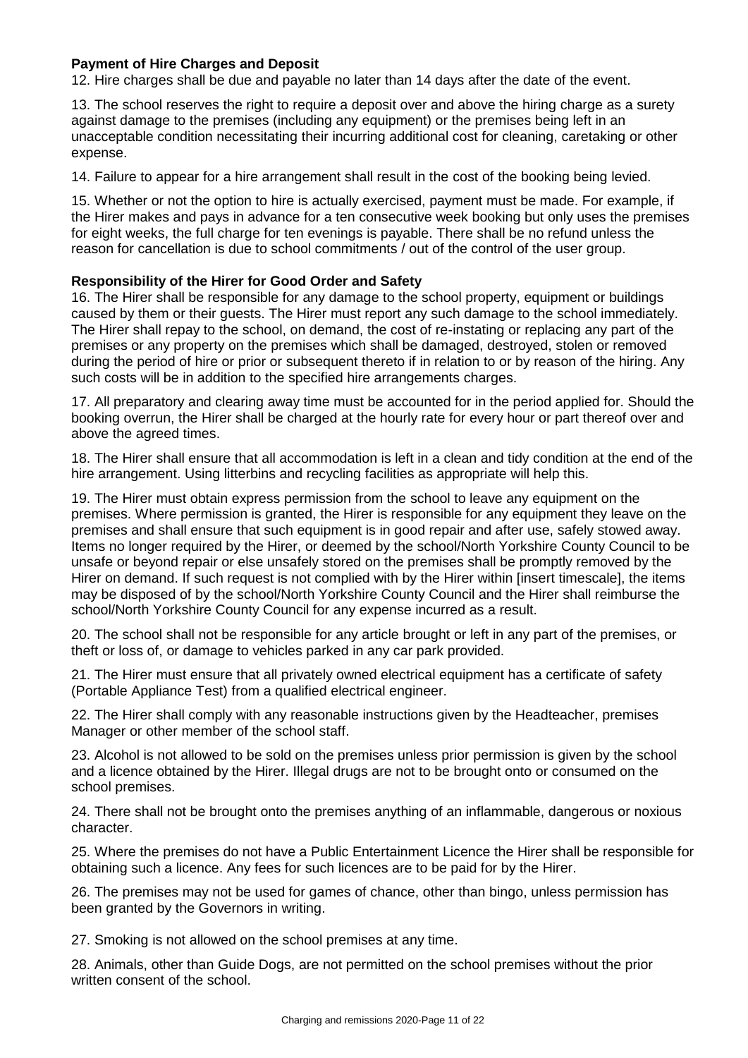**Payment of Hire Charges and Deposit**

12. Hire charges shall be due and payable no later than 14 days after the date of the event.

13. The school reserves the right to require a deposit over and above the hiring charge as a surety against damage to the premises (including any equipment) or the premises being left in an unacceptable condition necessitating their incurring additional cost for cleaning, caretaking or other expense.

14. Failure to appear for a hire arrangement shall result in the cost of the booking being levied.

15. Whether or not the option to hire is actually exercised, payment must be made. For example, if the Hirer makes and pays in advance for a ten consecutive week booking but only uses the premises for eight weeks, the full charge for ten evenings is payable. There shall be no refund unless the reason for cancellation is due to school commitments / out of the control of the user group.

**Responsibility of the Hirer for Good Order and Safety**

16. The Hirer shall be responsible for any damage to the school property, equipment or buildings caused by them or their guests. The Hirer must report any such damage to the school immediately. The Hirer shall repay to the school, on demand, the cost of re-instating or replacing any part of the premises or any property on the premises which shall be damaged, destroyed, stolen or removed during the period of hire or prior or subsequent thereto if in relation to or by reason of the hiring. Any such costs will be in addition to the specified hire arrangements charges.

17. All preparatory and clearing away time must be accounted for in the period applied for. Should the booking overrun, the Hirer shall be charged at the hourly rate for every hour or part thereof over and above the agreed times.

18. The Hirer shall ensure that all accommodation is left in a clean and tidy condition at the end of the hire arrangement. Using litterbins and recycling facilities as appropriate will help this.

19. The Hirer must obtain express permission from the school to leave any equipment on the premises. Where permission is granted, the Hirer is responsible for any equipment they leave on the premises and shall ensure that such equipment is in good repair and after use, safely stowed away. Items no longer required by the Hirer, or deemed by the school/North Yorkshire County Council to be unsafe or beyond repair or else unsafely stored on the premises shall be promptly removed by the Hirer on demand. If such request is not complied with by the Hirer within [insert timescale], the items may be disposed of by the school/North Yorkshire County Council and the Hirer shall reimburse the school/North Yorkshire County Council for any expense incurred as a result.

20. The school shall not be responsible for any article brought or left in any part of the premises, or theft or loss of, or damage to vehicles parked in any car park provided.

21. The Hirer must ensure that all privately owned electrical equipment has a certificate of safety (Portable Appliance Test) from a qualified electrical engineer.

22. The Hirer shall comply with any reasonable instructions given by the Headteacher, premises Manager or other member of the school staff.

23. Alcohol is not allowed to be sold on the premises unless prior permission is given by the school and a licence obtained by the Hirer. Illegal drugs are not to be brought onto or consumed on the school premises.

24. There shall not be brought onto the premises anything of an inflammable, dangerous or noxious character.

25. Where the premises do not have a Public Entertainment Licence the Hirer shall be responsible for obtaining such a licence. Any fees for such licences are to be paid for by the Hirer.

26. The premises may not be used for games of chance, other than bingo, unless permission has been granted by the Governors in writing.

27. Smoking is not allowed on the school premises at any time.

28. Animals, other than Guide Dogs, are not permitted on the school premises without the prior written consent of the school.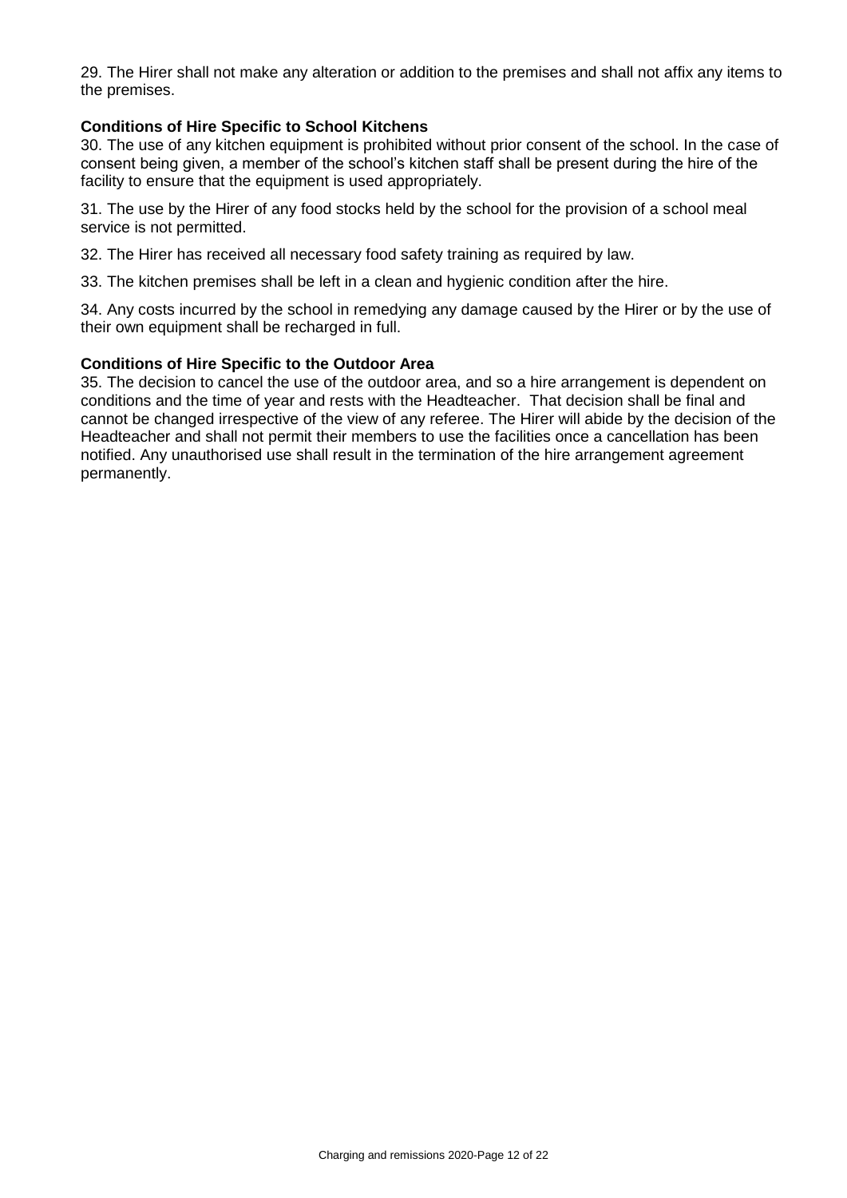29. The Hirer shall not make any alteration or addition to the premises and shall not affix any items to the premises.

**Conditions of Hire Specific to School Kitchens**

30. The use of any kitchen equipment is prohibited without prior consent of the school. In the case of consent being given, a member of the school's kitchen staff shall be present during the hire of the facility to ensure that the equipment is used appropriately.

31. The use by the Hirer of any food stocks held by the school for the provision of a school meal service is not permitted.

32. The Hirer has received all necessary food safety training as required by law.

33. The kitchen premises shall be left in a clean and hygienic condition after the hire.

34. Any costs incurred by the school in remedying any damage caused by the Hirer or by the use of their own equipment shall be recharged in full.

**Conditions of Hire Specific to the Outdoor Area**

35. The decision to cancel the use of the outdoor area, and so a hire arrangement is dependent on conditions and the time of year and rests with the Headteacher. That decision shall be final and cannot be changed irrespective of the view of any referee. The Hirer will abide by the decision of the Headteacher and shall not permit their members to use the facilities once a cancellation has been notified. Any unauthorised use shall result in the termination of the hire arrangement agreement permanently.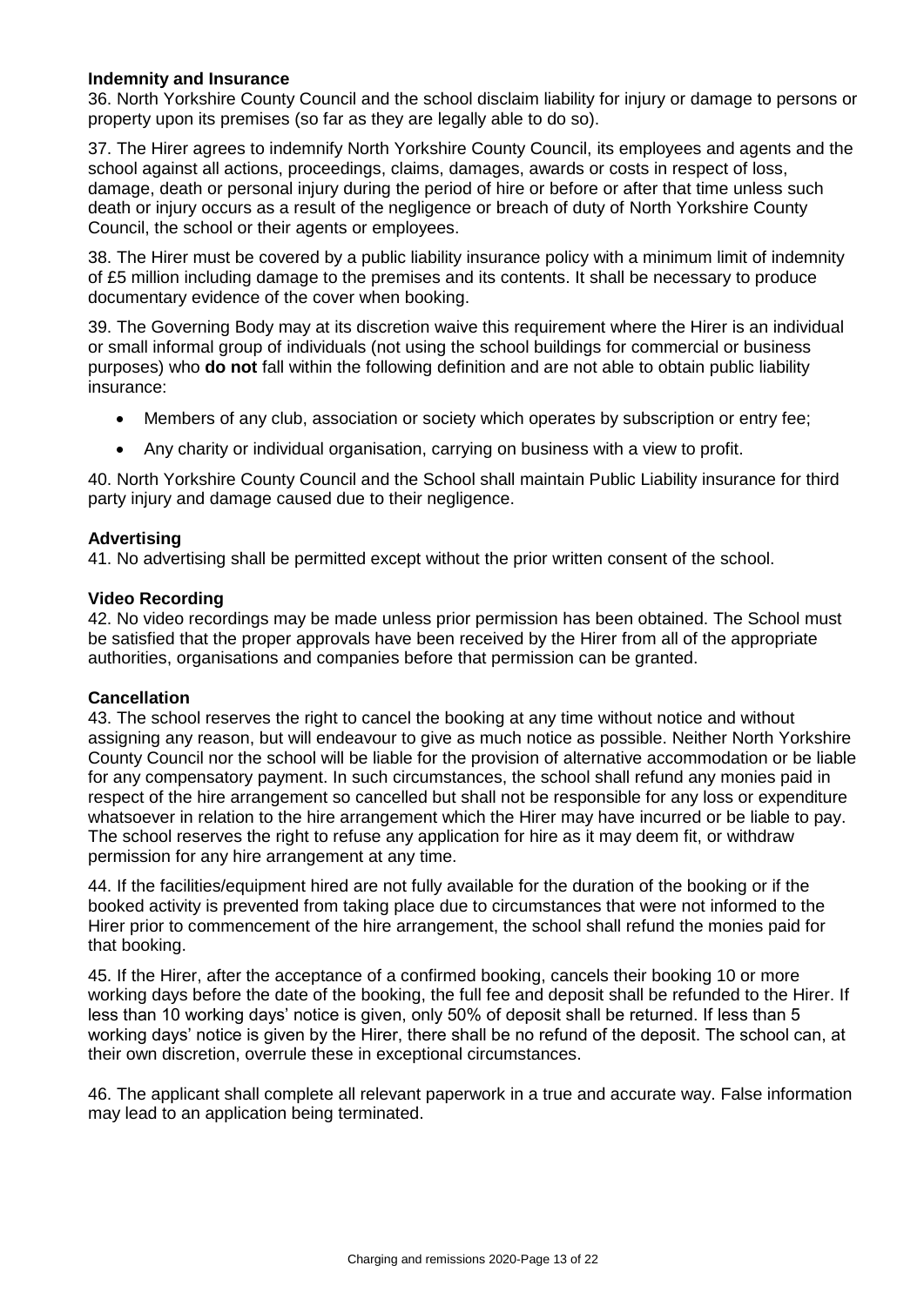**Indemnity and Insurance**

36. North Yorkshire County Council and the school disclaim liability for injury or damage to persons or property upon its premises (so far as they are legally able to do so).

37. The Hirer agrees to indemnify North Yorkshire County Council, its employees and agents and the school against all actions, proceedings, claims, damages, awards or costs in respect of loss, damage, death or personal injury during the period of hire or before or after that time unless such death or injury occurs as a result of the negligence or breach of duty of North Yorkshire County Council, the school or their agents or employees.

38. The Hirer must be covered by a public liability insurance policy with a minimum limit of indemnity of £5 million including damage to the premises and its contents. It shall be necessary to produce documentary evidence of the cover when booking.

39. The Governing Body may at its discretion waive this requirement where the Hirer is an individual or small informal group of individuals (not using the school buildings for commercial or business purposes) who **do not** fall within the following definition and are not able to obtain public liability insurance:

- Members of any club, association or society which operates by subscription or entry fee;
- Any charity or individual organisation, carrying on business with a view to profit.

40. North Yorkshire County Council and the School shall maintain Public Liability insurance for third party injury and damage caused due to their negligence.

**Advertising**

41. No advertising shall be permitted except without the prior written consent of the school.

**Video Recording**

42. No video recordings may be made unless prior permission has been obtained. The School must be satisfied that the proper approvals have been received by the Hirer from all of the appropriate authorities, organisations and companies before that permission can be granted.

**Cancellation**

43. The school reserves the right to cancel the booking at any time without notice and without assigning any reason, but will endeavour to give as much notice as possible. Neither North Yorkshire County Council nor the school will be liable for the provision of alternative accommodation or be liable for any compensatory payment. In such circumstances, the school shall refund any monies paid in respect of the hire arrangement so cancelled but shall not be responsible for any loss or expenditure whatsoever in relation to the hire arrangement which the Hirer may have incurred or be liable to pay. The school reserves the right to refuse any application for hire as it may deem fit, or withdraw permission for any hire arrangement at any time.

44. If the facilities/equipment hired are not fully available for the duration of the booking or if the booked activity is prevented from taking place due to circumstances that were not informed to the Hirer prior to commencement of the hire arrangement, the school shall refund the monies paid for that booking.

45. If the Hirer, after the acceptance of a confirmed booking, cancels their booking 10 or more working days before the date of the booking, the full fee and deposit shall be refunded to the Hirer. If less than 10 working days' notice is given, only 50% of deposit shall be returned. If less than 5 working days' notice is given by the Hirer, there shall be no refund of the deposit. The school can, at their own discretion, overrule these in exceptional circumstances.

46. The applicant shall complete all relevant paperwork in a true and accurate way. False information may lead to an application being terminated.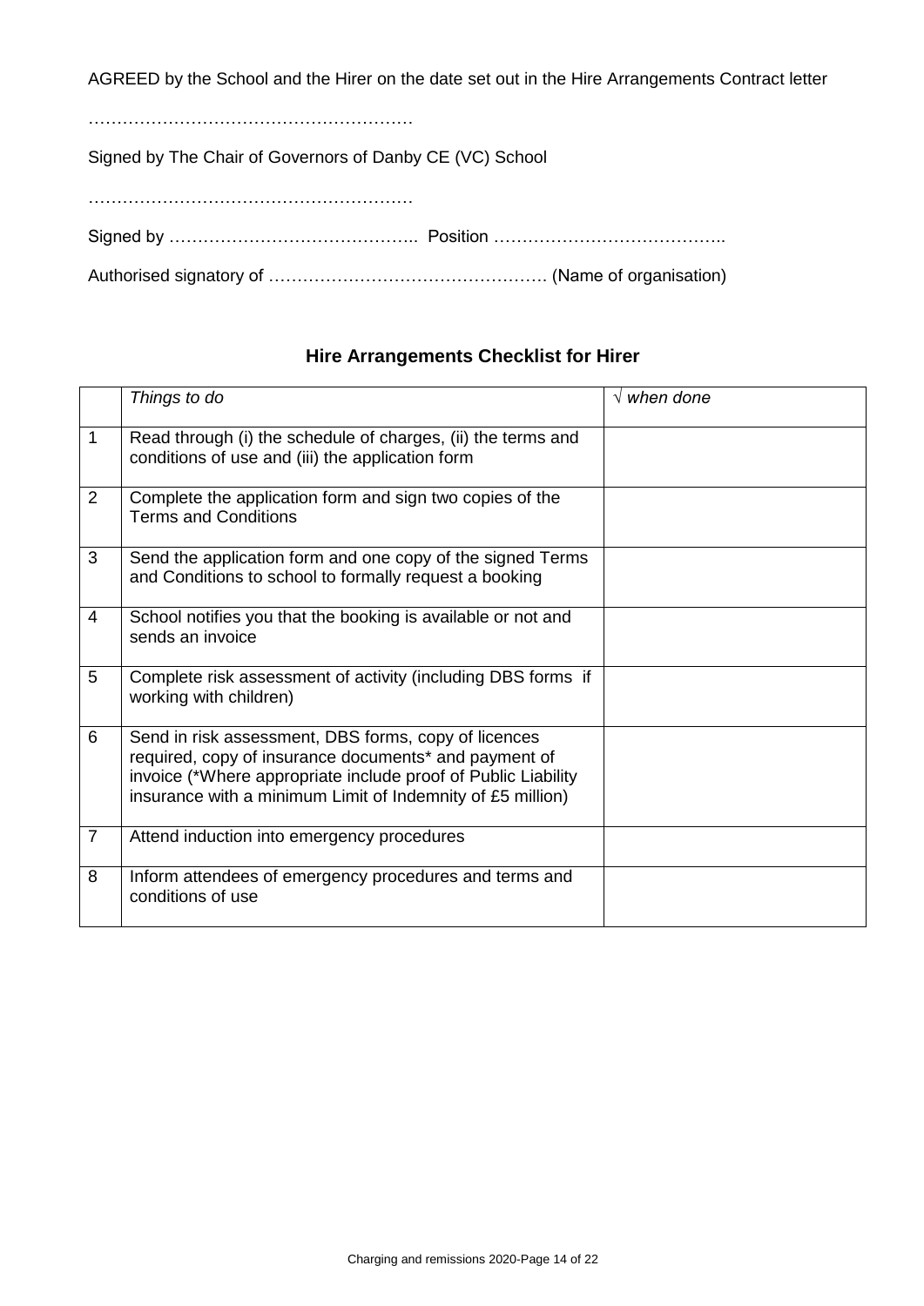AGREED by the School and the Hirer on the date set out in the Hire Arrangements Contract letter

…………………………………………………

Signed by The Chair of Governors of Danby CE (VC) School

…………………………………………………

Signed by …………………………………….. Position …………………………………..

Authorised signatory of …………………………………………. (Name of organisation)

## Hire Arrangements Checklist for Hirer

| | *Things to do* | √ *when done* |
|---|---|---|
| 1 | Read through (i) the schedule of charges, (ii) the terms and conditions of use and (iii) the application form | |
| 2 | Complete the application form and sign two copies of the Terms and Conditions | |
| 3 | Send the application form and one copy of the signed Terms and Conditions to school to formally request a booking | |
| 4 | School notifies you that the booking is available or not and sends an invoice | |
| 5 | Complete risk assessment of activity (including DBS forms if working with children) | |
| 6 | Send in risk assessment, DBS forms, copy of licences required, copy of insurance documents* and payment of invoice (*Where appropriate include proof of Public Liability insurance with a minimum Limit of Indemnity of £5 million) | |
| 7 | Attend induction into emergency procedures | |
| 8 | Inform attendees of emergency procedures and terms and conditions of use | |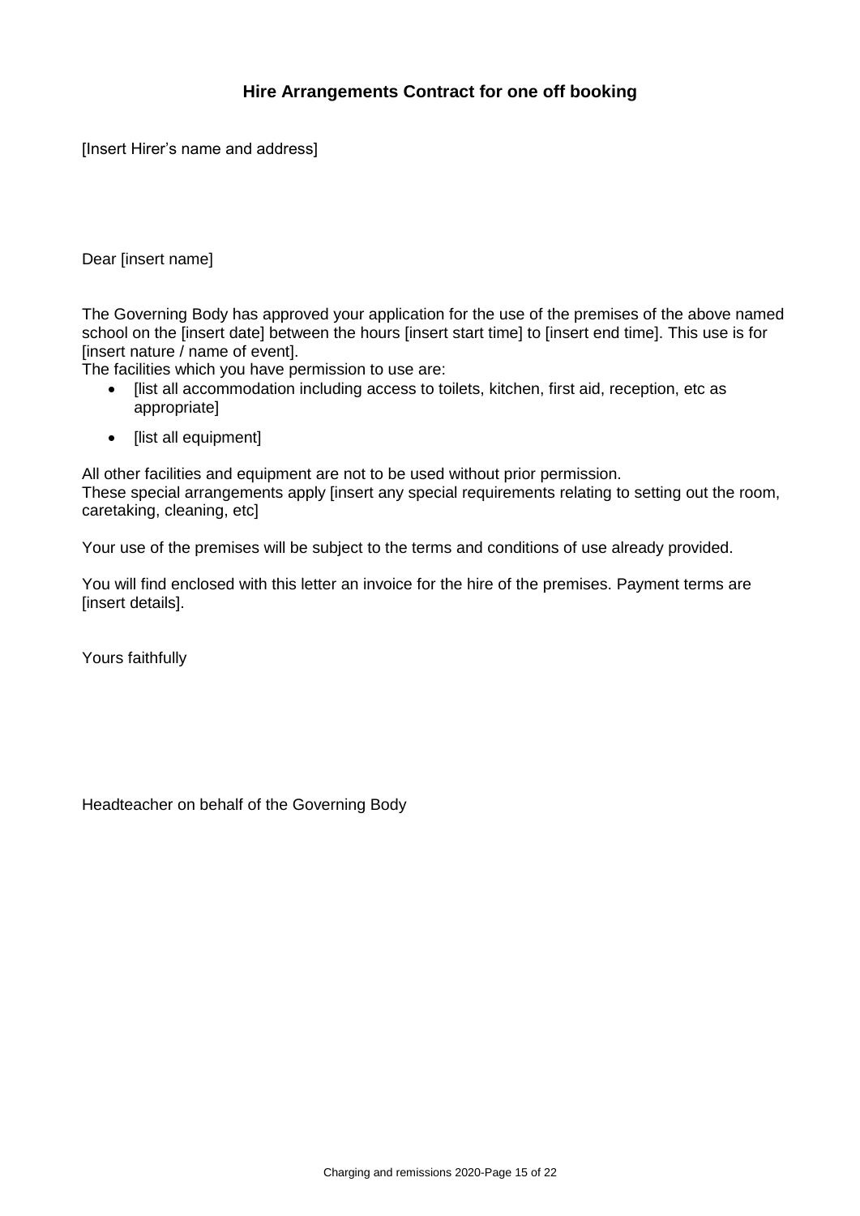## Hire Arrangements Contract for one off booking

[Insert Hirer's name and address]

Dear [insert name]

The Governing Body has approved your application for the use of the premises of the above named school on the [insert date] between the hours [insert start time] to [insert end time]. This use is for [insert nature / name of event].

The facilities which you have permission to use are:

- [list all accommodation including access to toilets, kitchen, first aid, reception, etc as appropriate]
- [list all equipment]

All other facilities and equipment are not to be used without prior permission.

These special arrangements apply [insert any special requirements relating to setting out the room, caretaking, cleaning, etc]

Your use of the premises will be subject to the terms and conditions of use already provided.

You will find enclosed with this letter an invoice for the hire of the premises. Payment terms are [insert details].

Yours faithfully

Headteacher on behalf of the Governing Body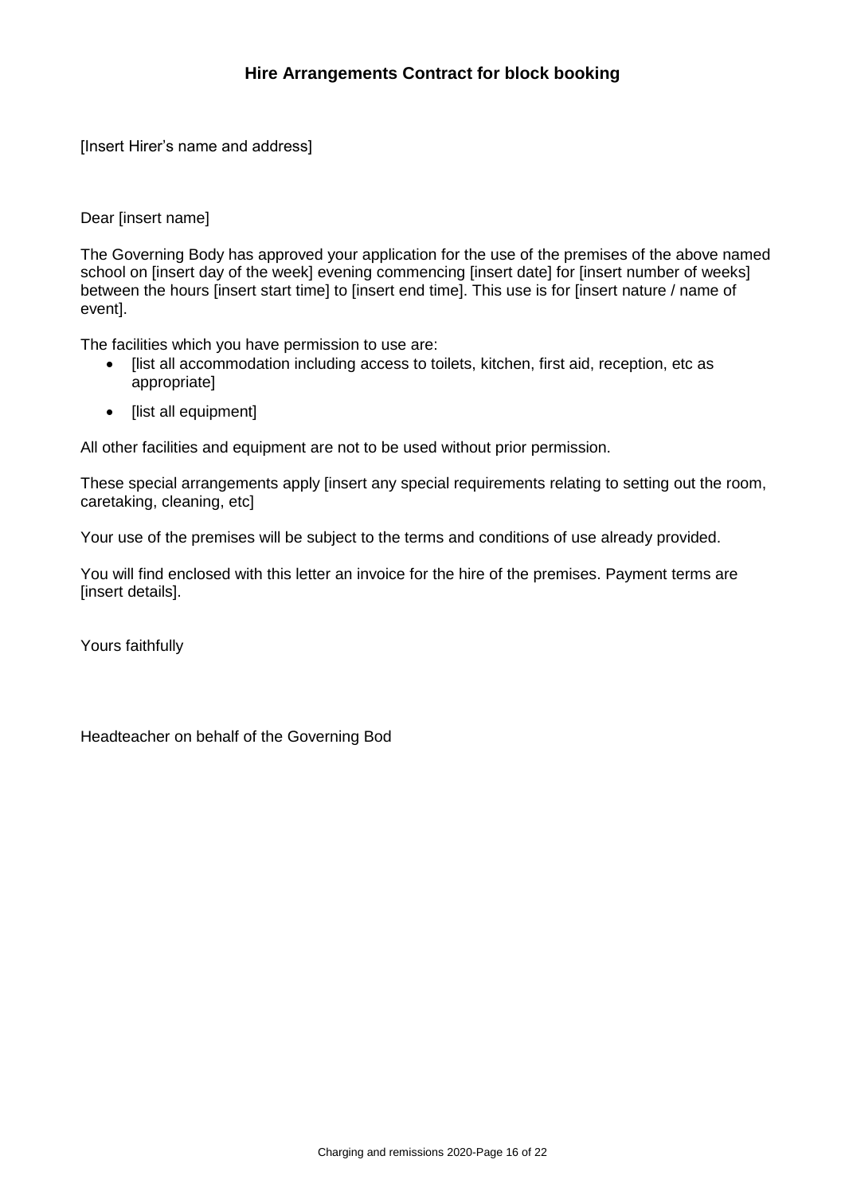## Hire Arrangements Contract for block booking

[Insert Hirer's name and address]

Dear [insert name]

The Governing Body has approved your application for the use of the premises of the above named school on [insert day of the week] evening commencing [insert date] for [insert number of weeks] between the hours [insert start time] to [insert end time]. This use is for [insert nature / name of event].

The facilities which you have permission to use are:

- [list all accommodation including access to toilets, kitchen, first aid, reception, etc as appropriate]
- [list all equipment]

All other facilities and equipment are not to be used without prior permission.

These special arrangements apply [insert any special requirements relating to setting out the room, caretaking, cleaning, etc]

Your use of the premises will be subject to the terms and conditions of use already provided.

You will find enclosed with this letter an invoice for the hire of the premises. Payment terms are [insert details].

Yours faithfully

Headteacher on behalf of the Governing Bod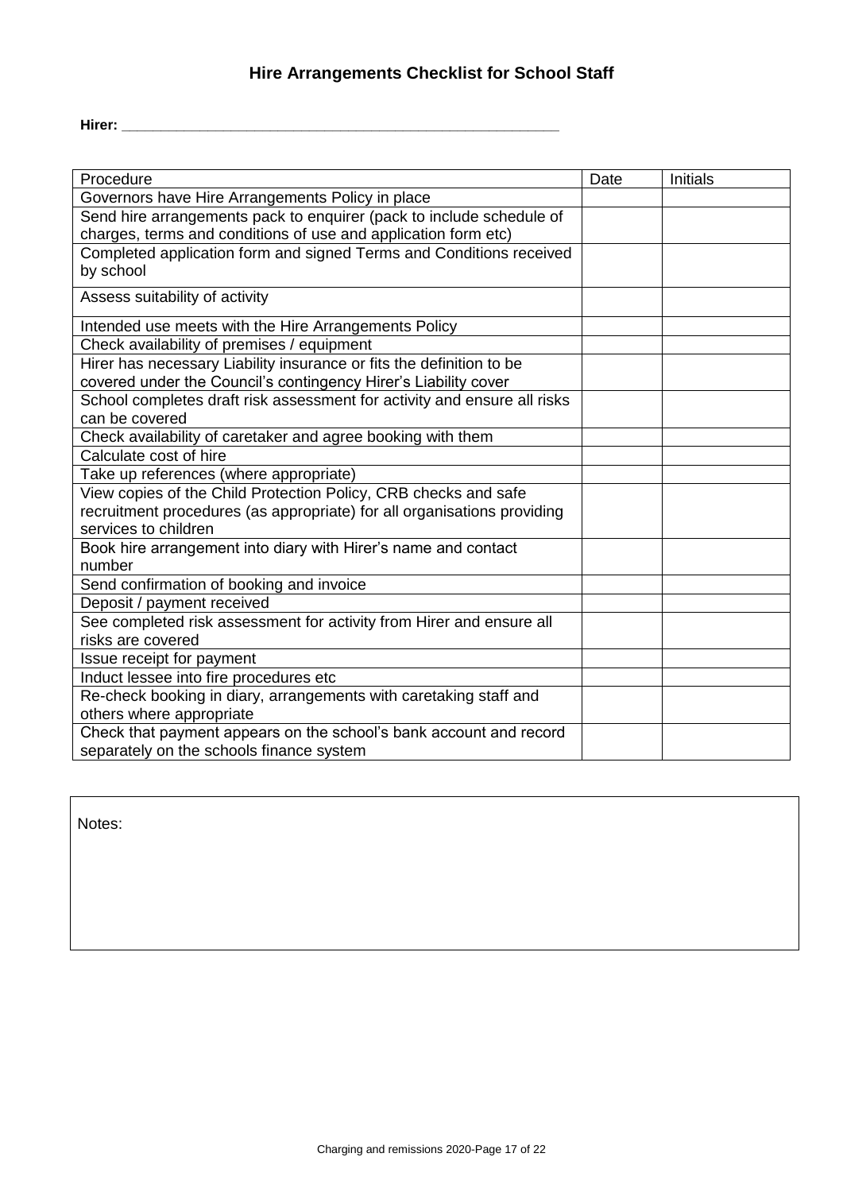## Hire Arrangements Checklist for School Staff

**Hirer: \_\_\_\_\_\_\_\_\_\_\_\_\_\_\_\_\_\_\_\_\_\_\_\_\_\_\_\_\_\_\_\_\_\_\_\_\_\_\_\_\_\_\_\_\_\_\_\_\_\_\_\_\_\_\_**

| Procedure | Date | Initials |
|---|---|---|
| Governors have Hire Arrangements Policy in place | | |
| Send hire arrangements pack to enquirer (pack to include schedule of charges, terms and conditions of use and application form etc) | | |
| Completed application form and signed Terms and Conditions received by school | | |
| Assess suitability of activity | | |
| Intended use meets with the Hire Arrangements Policy | | |
| Check availability of premises / equipment | | |
| Hirer has necessary Liability insurance or fits the definition to be covered under the Council's contingency Hirer's Liability cover | | |
| School completes draft risk assessment for activity and ensure all risks can be covered | | |
| Check availability of caretaker and agree booking with them | | |
| Calculate cost of hire | | |
| Take up references (where appropriate) | | |
| View copies of the Child Protection Policy, CRB checks and safe recruitment procedures (as appropriate) for all organisations providing services to children | | |
| Book hire arrangement into diary with Hirer's name and contact number | | |
| Send confirmation of booking and invoice | | |
| Deposit / payment received | | |
| See completed risk assessment for activity from Hirer and ensure all risks are covered | | |
| Issue receipt for payment | | |
| Induct lessee into fire procedures etc | | |
| Re-check booking in diary, arrangements with caretaking staff and others where appropriate | | |
| Check that payment appears on the school's bank account and record separately on the schools finance system | | |

Notes: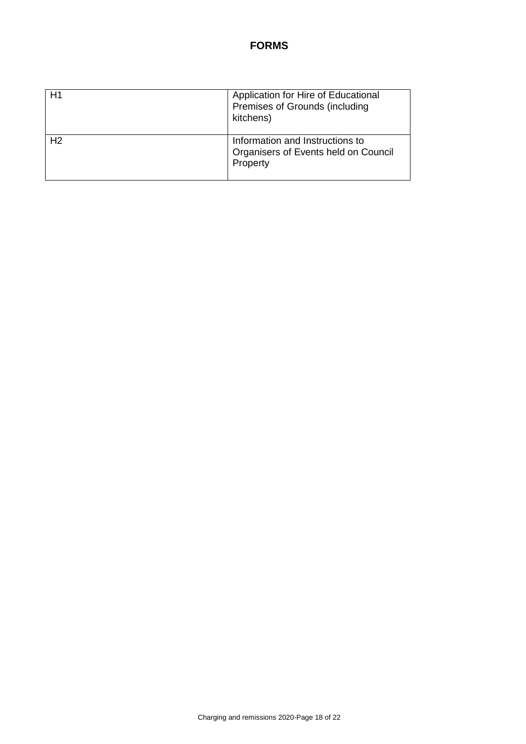# FORMS

| | |
|---|---|
| H1 | Application for Hire of Educational Premises of Grounds (including kitchens) |
| H2 | Information and Instructions to Organisers of Events held on Council Property |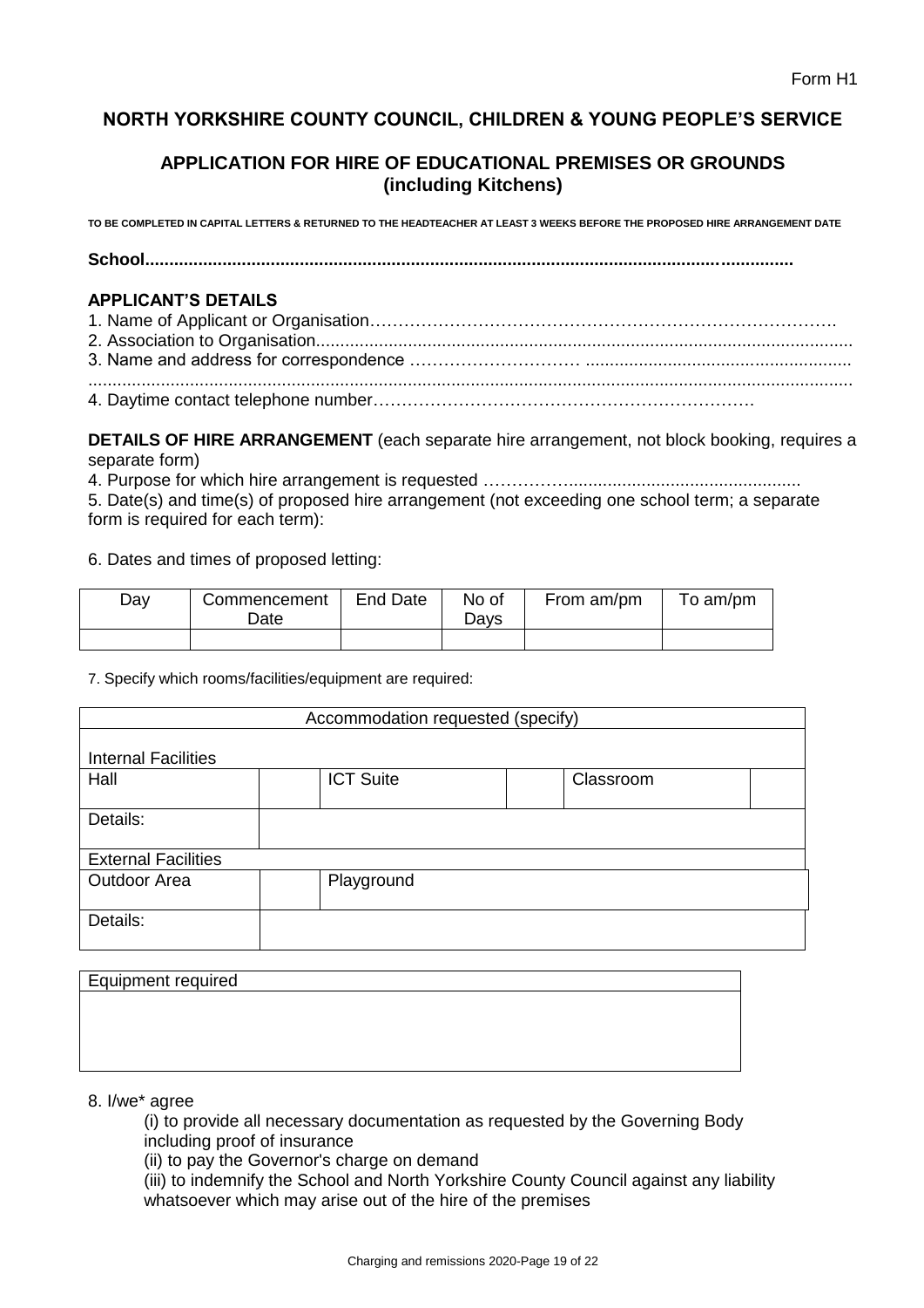Form H1

## NORTH YORKSHIRE COUNTY COUNCIL, CHILDREN & YOUNG PEOPLE'S SERVICE

## APPLICATION FOR HIRE OF EDUCATIONAL PREMISES OR GROUNDS (including Kitchens)

**TO BE COMPLETED IN CAPITAL LETTERS & RETURNED TO THE HEADTEACHER AT LEAST 3 WEEKS BEFORE THE PROPOSED HIRE ARRANGEMENT DATE**

**School..................................................................................................................................**

### APPLICANT'S DETAILS

1. Name of Applicant or Organisation……………………………………………………………………….
2. Association to Organisation..............................................................................................................
3. Name and address for correspondence ………………………… .......................................................
.............................................................................................................................................................
4. Daytime contact telephone number………………………………………………………….

**DETAILS OF HIRE ARRANGEMENT** (each separate hire arrangement, not block booking, requires a separate form)

4. Purpose for which hire arrangement is requested ……………................................................
5. Date(s) and time(s) of proposed hire arrangement (not exceeding one school term; a separate form is required for each term):

6. Dates and times of proposed letting:

| Day | Commencement Date | End Date | No of Days | From am/pm | To am/pm |
|---|---|---|---|---|---|
| | | | | | |

7. Specify which rooms/facilities/equipment are required:

| Accommodation requested (specify) | | | | | |
|---|---|---|---|---|---|
| Internal Facilities | | | | | |
| Hall | | ICT Suite | | Classroom | |
| Details: | | | | | |
| External Facilities | | | | | |
| Outdoor Area | | Playground | | | |
| Details: | | | | | |

| Equipment required |
|---|
| |

8. I/we* agree
   (i) to provide all necessary documentation as requested by the Governing Body including proof of insurance
   (ii) to pay the Governor's charge on demand
   (iii) to indemnify the School and North Yorkshire County Council against any liability whatsoever which may arise out of the hire of the premises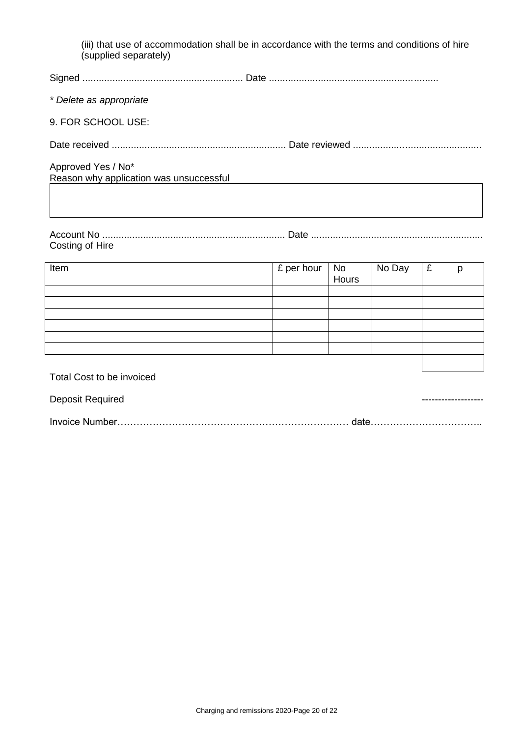(iii) that use of accommodation shall be in accordance with the terms and conditions of hire (supplied separately)

Signed .......................................................... Date ..............................................................

*\* Delete as appropriate*

9. FOR SCHOOL USE:

Date received ............................................................... Date reviewed ...............................................

Approved Yes / No*

Reason why application was unsuccessful

| |
|---|
| |

Account No .................................................................. Date .............................................................

Costing of Hire

| Item | £ per hour | No Hours | No Day | £ | p |
|---|---|---|---|---|---|
| | | | | | |
| | | | | | |
| | | | | | |
| | | | | | |
| | | | | | |
| | | | | | |
| | | | | | |

Total Cost to be invoiced

Deposit Required ------------------

Invoice Number……………………………………………………………… date……………………………..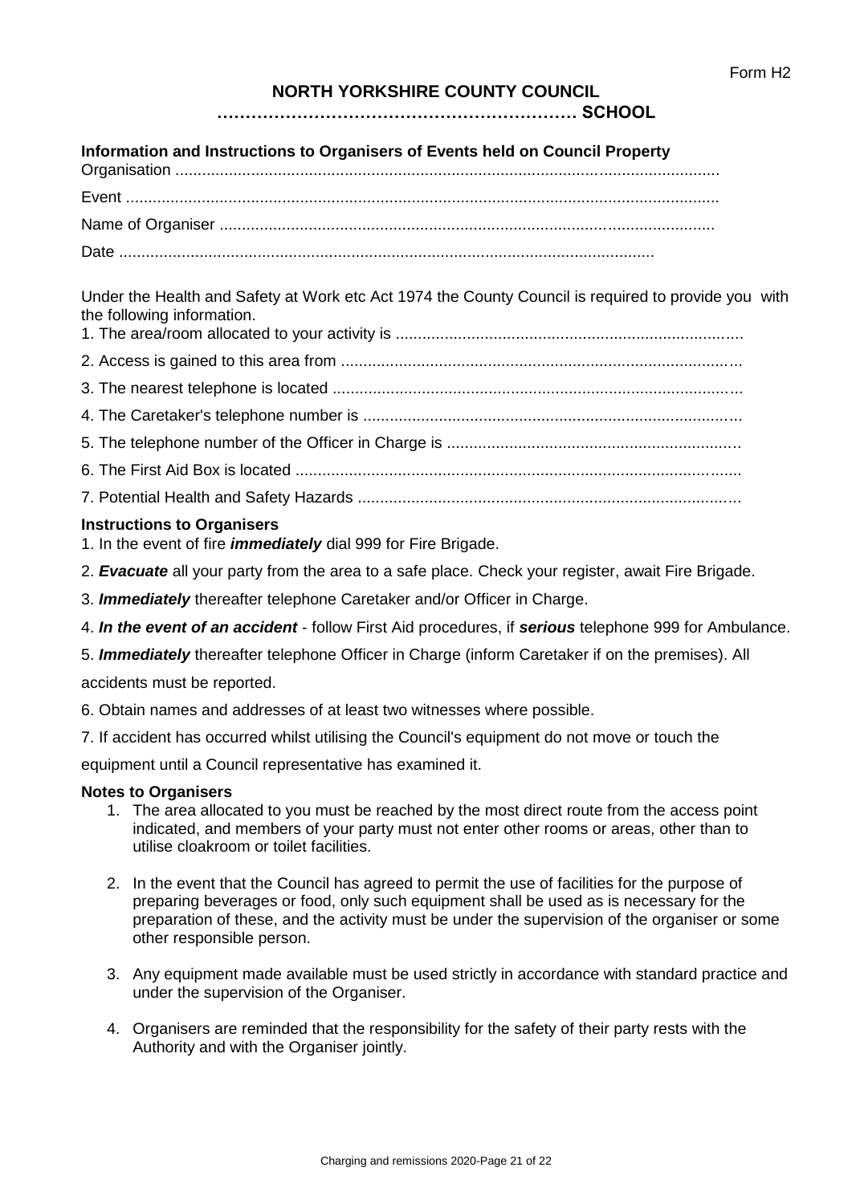Form H2

# NORTH YORKSHIRE COUNTY COUNCIL

## ………………………………………………………… SCHOOL

**Information and Instructions to Organisers of Events held on Council Property**

Organisation ..........................................................................................................................

Event ....................................................................................................................................

Name of Organiser ...............................................................................................................

Date .......................................................................................................................

Under the Health and Safety at Work etc Act 1974 the County Council is required to provide you with the following information.

1. The area/room allocated to your activity is ............................................................................
2. Access is gained to this area from .........................................................................................
3. The nearest telephone is located ...........................................................................................
4. The Caretaker's telephone number is ....................................................................................
5. The telephone number of the Officer in Charge is ..................................................................
6. The First Aid Box is located ....................................................................................................
7. Potential Health and Safety Hazards ......................................................................................

**Instructions to Organisers**

1. In the event of fire ***immediately*** dial 999 for Fire Brigade.
2. ***Evacuate*** all your party from the area to a safe place. Check your register, await Fire Brigade.
3. ***Immediately*** thereafter telephone Caretaker and/or Officer in Charge.
4. ***In the event of an accident*** - follow First Aid procedures, if ***serious*** telephone 999 for Ambulance.
5. ***Immediately*** thereafter telephone Officer in Charge (inform Caretaker if on the premises). All accidents must be reported.
6. Obtain names and addresses of at least two witnesses where possible.
7. If accident has occurred whilst utilising the Council's equipment do not move or touch the equipment until a Council representative has examined it.

**Notes to Organisers**

1. The area allocated to you must be reached by the most direct route from the access point indicated, and members of your party must not enter other rooms or areas, other than to utilise cloakroom or toilet facilities.
2. In the event that the Council has agreed to permit the use of facilities for the purpose of preparing beverages or food, only such equipment shall be used as is necessary for the preparation of these, and the activity must be under the supervision of the organiser or some other responsible person.
3. Any equipment made available must be used strictly in accordance with standard practice and under the supervision of the Organiser.
4. Organisers are reminded that the responsibility for the safety of their party rests with the Authority and with the Organiser jointly.